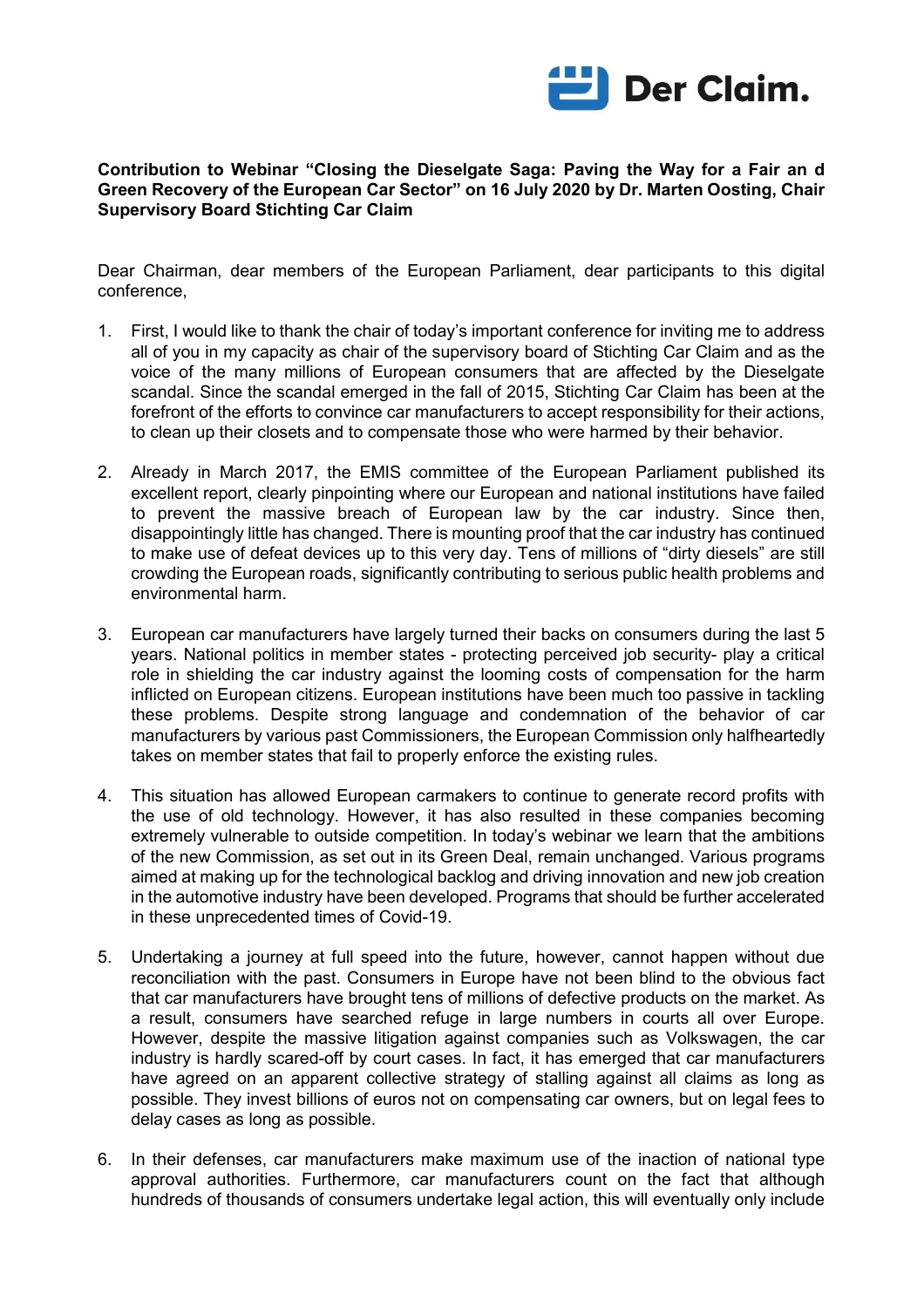**Contribution to Webinar "Closing the Dieselgate Saga: Paving the Way for a Fair an d Green Recovery of the European Car Sector" on 16 July 2020 by Dr. Marten Oosting, Chair Supervisory Board Stichting Car Claim**

Dear Chairman, dear members of the European Parliament, dear participants to this digital conference,

1. First, I would like to thank the chair of today's important conference for inviting me to address all of you in my capacity as chair of the supervisory board of Stichting Car Claim and as the voice of the many millions of European consumers that are affected by the Dieselgate scandal. Since the scandal emerged in the fall of 2015, Stichting Car Claim has been at the forefront of the efforts to convince car manufacturers to accept responsibility for their actions, to clean up their closets and to compensate those who were harmed by their behavior.

2. Already in March 2017, the EMIS committee of the European Parliament published its excellent report, clearly pinpointing where our European and national institutions have failed to prevent the massive breach of European law by the car industry. Since then, disappointingly little has changed. There is mounting proof that the car industry has continued to make use of defeat devices up to this very day. Tens of millions of "dirty diesels" are still crowding the European roads, significantly contributing to serious public health problems and environmental harm.

3. European car manufacturers have largely turned their backs on consumers during the last 5 years. National politics in member states - protecting perceived job security- play a critical role in shielding the car industry against the looming costs of compensation for the harm inflicted on European citizens. European institutions have been much too passive in tackling these problems. Despite strong language and condemnation of the behavior of car manufacturers by various past Commissioners, the European Commission only halfheartedly takes on member states that fail to properly enforce the existing rules.

4. This situation has allowed European carmakers to continue to generate record profits with the use of old technology. However, it has also resulted in these companies becoming extremely vulnerable to outside competition. In today's webinar we learn that the ambitions of the new Commission, as set out in its Green Deal, remain unchanged. Various programs aimed at making up for the technological backlog and driving innovation and new job creation in the automotive industry have been developed. Programs that should be further accelerated in these unprecedented times of Covid-19.

5. Undertaking a journey at full speed into the future, however, cannot happen without due reconciliation with the past. Consumers in Europe have not been blind to the obvious fact that car manufacturers have brought tens of millions of defective products on the market. As a result, consumers have searched refuge in large numbers in courts all over Europe. However, despite the massive litigation against companies such as Volkswagen, the car industry is hardly scared-off by court cases. In fact, it has emerged that car manufacturers have agreed on an apparent collective strategy of stalling against all claims as long as possible. They invest billions of euros not on compensating car owners, but on legal fees to delay cases as long as possible.

6. In their defenses, car manufacturers make maximum use of the inaction of national type approval authorities. Furthermore, car manufacturers count on the fact that although hundreds of thousands of consumers undertake legal action, this will eventually only include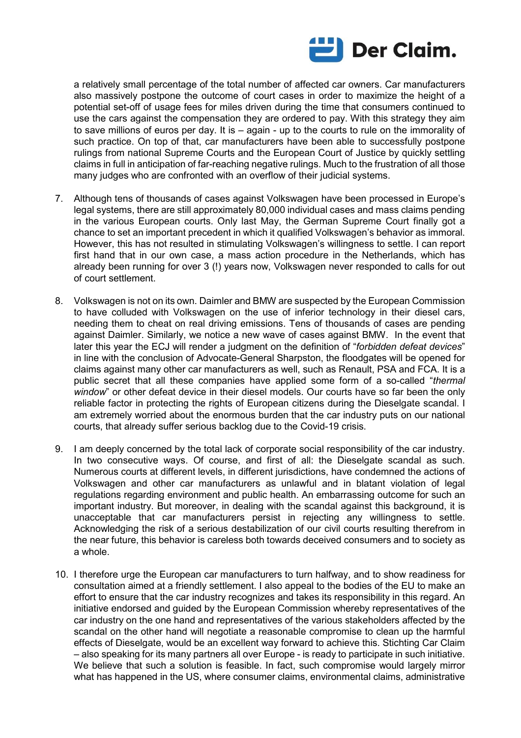a relatively small percentage of the total number of affected car owners. Car manufacturers also massively postpone the outcome of court cases in order to maximize the height of a potential set-off of usage fees for miles driven during the time that consumers continued to use the cars against the compensation they are ordered to pay. With this strategy they aim to save millions of euros per day. It is – again - up to the courts to rule on the immorality of such practice. On top of that, car manufacturers have been able to successfully postpone rulings from national Supreme Courts and the European Court of Justice by quickly settling claims in full in anticipation of far-reaching negative rulings. Much to the frustration of all those many judges who are confronted with an overflow of their judicial systems.

7. Although tens of thousands of cases against Volkswagen have been processed in Europe's legal systems, there are still approximately 80,000 individual cases and mass claims pending in the various European courts. Only last May, the German Supreme Court finally got a chance to set an important precedent in which it qualified Volkswagen's behavior as immoral. However, this has not resulted in stimulating Volkswagen's willingness to settle. I can report first hand that in our own case, a mass action procedure in the Netherlands, which has already been running for over 3 (!) years now, Volkswagen never responded to calls for out of court settlement.

8. Volkswagen is not on its own. Daimler and BMW are suspected by the European Commission to have colluded with Volkswagen on the use of inferior technology in their diesel cars, needing them to cheat on real driving emissions. Tens of thousands of cases are pending against Daimler. Similarly, we notice a new wave of cases against BMW. In the event that later this year the ECJ will render a judgment on the definition of "*forbidden defeat devices*" in line with the conclusion of Advocate-General Sharpston, the floodgates will be opened for claims against many other car manufacturers as well, such as Renault, PSA and FCA. It is a public secret that all these companies have applied some form of a so-called "*thermal window*" or other defeat device in their diesel models. Our courts have so far been the only reliable factor in protecting the rights of European citizens during the Dieselgate scandal. I am extremely worried about the enormous burden that the car industry puts on our national courts, that already suffer serious backlog due to the Covid-19 crisis.

9. I am deeply concerned by the total lack of corporate social responsibility of the car industry. In two consecutive ways. Of course, and first of all: the Dieselgate scandal as such. Numerous courts at different levels, in different jurisdictions, have condemned the actions of Volkswagen and other car manufacturers as unlawful and in blatant violation of legal regulations regarding environment and public health. An embarrassing outcome for such an important industry. But moreover, in dealing with the scandal against this background, it is unacceptable that car manufacturers persist in rejecting any willingness to settle. Acknowledging the risk of a serious destabilization of our civil courts resulting therefrom in the near future, this behavior is careless both towards deceived consumers and to society as a whole.

10. I therefore urge the European car manufacturers to turn halfway, and to show readiness for consultation aimed at a friendly settlement. I also appeal to the bodies of the EU to make an effort to ensure that the car industry recognizes and takes its responsibility in this regard. An initiative endorsed and guided by the European Commission whereby representatives of the car industry on the one hand and representatives of the various stakeholders affected by the scandal on the other hand will negotiate a reasonable compromise to clean up the harmful effects of Dieselgate, would be an excellent way forward to achieve this. Stichting Car Claim – also speaking for its many partners all over Europe - is ready to participate in such initiative. We believe that such a solution is feasible. In fact, such compromise would largely mirror what has happened in the US, where consumer claims, environmental claims, administrative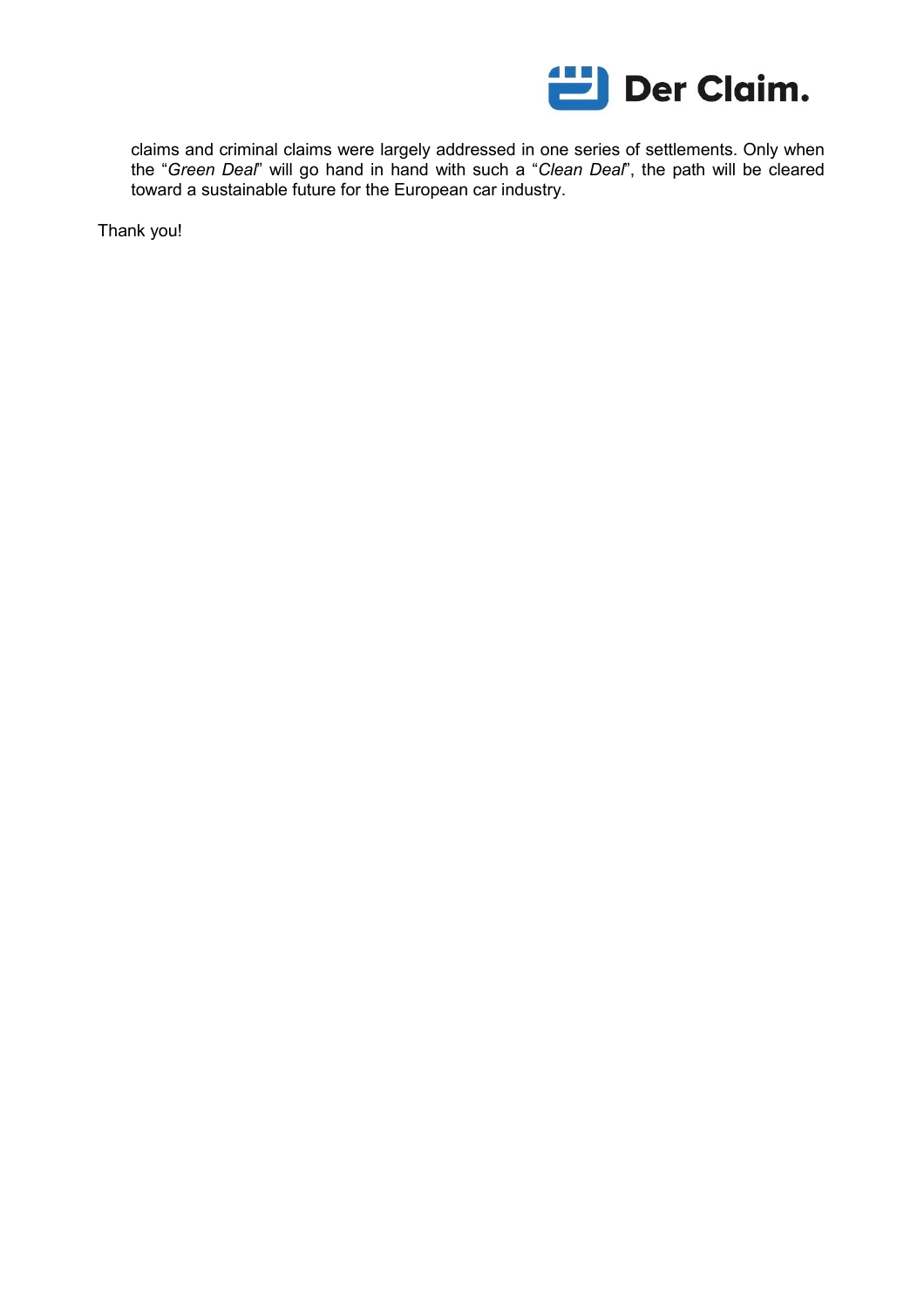claims and criminal claims were largely addressed in one series of settlements. Only when the "*Green Deal*" will go hand in hand with such a "*Clean Deal*", the path will be cleared toward a sustainable future for the European car industry.

Thank you!